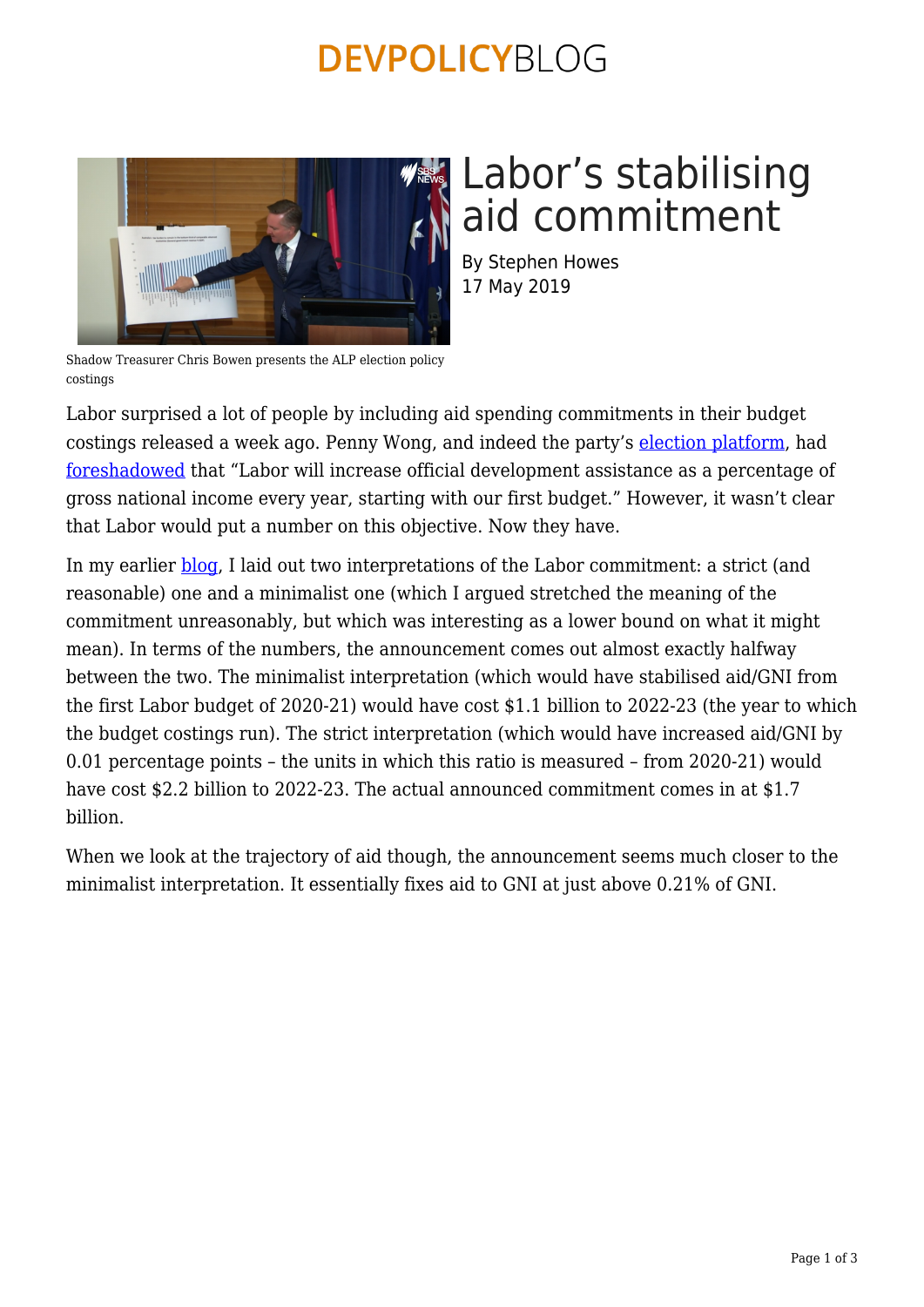# Labor's stabilising aid commitment

By Stephen Howes
17 May 2019

Shadow Treasurer Chris Bowen presents the ALP election policy costings

Labor surprised a lot of people by including aid spending commitments in their budget costings released a week ago. Penny Wong, and indeed the party's election platform, had foreshadowed that "Labor will increase official development assistance as a percentage of gross national income every year, starting with our first budget." However, it wasn't clear that Labor would put a number on this objective. Now they have.

In my earlier blog, I laid out two interpretations of the Labor commitment: a strict (and reasonable) one and a minimalist one (which I argued stretched the meaning of the commitment unreasonably, but which was interesting as a lower bound on what it might mean). In terms of the numbers, the announcement comes out almost exactly halfway between the two. The minimalist interpretation (which would have stabilised aid/GNI from the first Labor budget of 2020-21) would have cost $1.1 billion to 2022-23 (the year to which the budget costings run). The strict interpretation (which would have increased aid/GNI by 0.01 percentage points – the units in which this ratio is measured – from 2020-21) would have cost $2.2 billion to 2022-23. The actual announced commitment comes in at $1.7 billion.

When we look at the trajectory of aid though, the announcement seems much closer to the minimalist interpretation. It essentially fixes aid to GNI at just above 0.21% of GNI.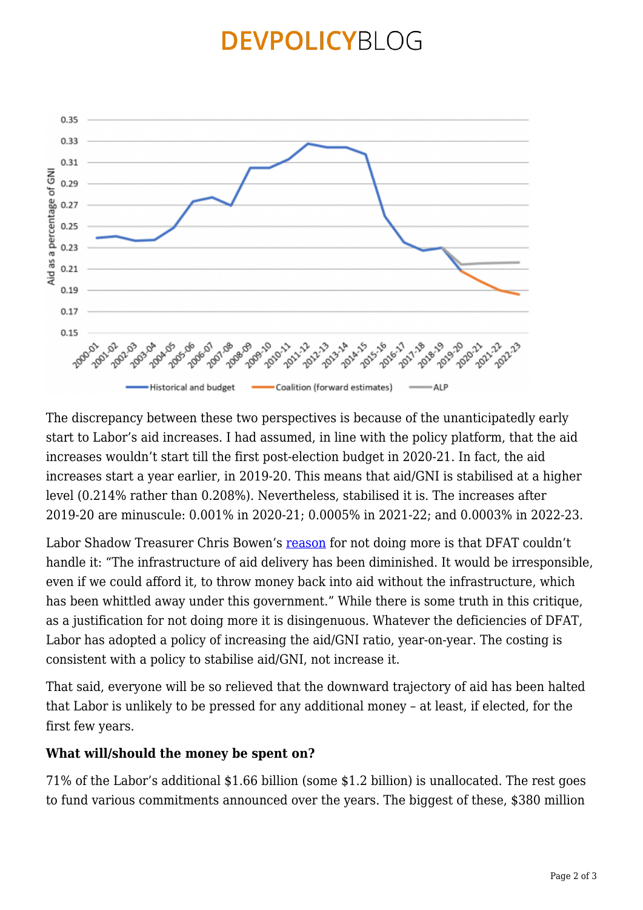The discrepancy between these two perspectives is because of the unanticipatedly early start to Labor's aid increases. I had assumed, in line with the policy platform, that the aid increases wouldn't start till the first post-election budget in 2020-21. In fact, the aid increases start a year earlier, in 2019-20. This means that aid/GNI is stabilised at a higher level (0.214% rather than 0.208%). Nevertheless, stabilised it is. The increases after 2019-20 are minuscule: 0.001% in 2020-21; 0.0005% in 2021-22; and 0.0003% in 2022-23.

Labor Shadow Treasurer Chris Bowen's reason for not doing more is that DFAT couldn't handle it: "The infrastructure of aid delivery has been diminished. It would be irresponsible, even if we could afford it, to throw money back into aid without the infrastructure, which has been whittled away under this government." While there is some truth in this critique, as a justification for not doing more it is disingenuous. Whatever the deficiencies of DFAT, Labor has adopted a policy of increasing the aid/GNI ratio, year-on-year. The costing is consistent with a policy to stabilise aid/GNI, not increase it.

That said, everyone will be so relieved that the downward trajectory of aid has been halted that Labor is unlikely to be pressed for any additional money – at least, if elected, for the first few years.

**What will/should the money be spent on?**

71% of the Labor's additional $1.66 billion (some $1.2 billion) is unallocated. The rest goes to fund various commitments announced over the years. The biggest of these, $380 million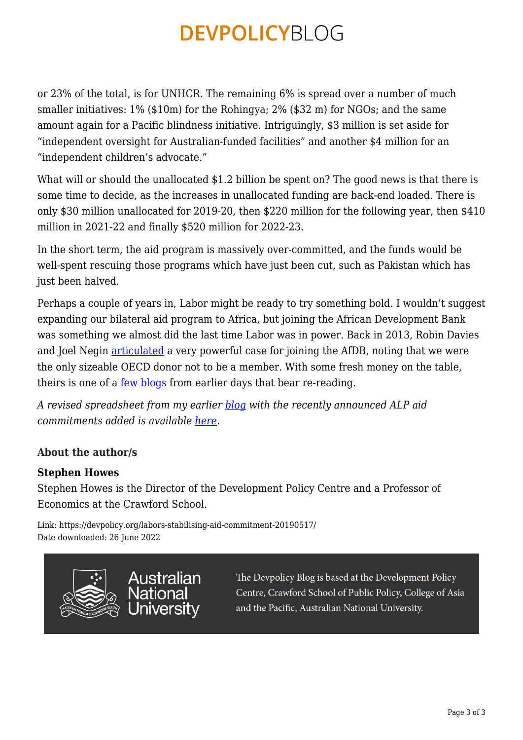or 23% of the total, is for UNHCR. The remaining 6% is spread over a number of much smaller initiatives: 1% ($10m) for the Rohingya; 2% ($32 m) for NGOs; and the same amount again for a Pacific blindness initiative. Intriguingly, $3 million is set aside for "independent oversight for Australian-funded facilities" and another $4 million for an "independent children's advocate."

What will or should the unallocated $1.2 billion be spent on? The good news is that there is some time to decide, as the increases in unallocated funding are back-end loaded. There is only $30 million unallocated for 2019-20, then $220 million for the following year, then $410 million in 2021-22 and finally $520 million for 2022-23.

In the short term, the aid program is massively over-committed, and the funds would be well-spent rescuing those programs which have just been cut, such as Pakistan which has just been halved.

Perhaps a couple of years in, Labor might be ready to try something bold. I wouldn't suggest expanding our bilateral aid program to Africa, but joining the African Development Bank was something we almost did the last time Labor was in power. Back in 2013, Robin Davies and Joel Negin [articulated] a very powerful case for joining the AfDB, noting that we were the only sizeable OECD donor not to be a member. With some fresh money on the table, theirs is one of a [few blogs] from earlier days that bear re-reading.

*A revised spreadsheet from my earlier [blog] with the recently announced ALP aid commitments added is available [here].*

### About the author/s

**Stephen Howes**

Stephen Howes is the Director of the Development Policy Centre and a Professor of Economics at the Crawford School.

Link: https://devpolicy.org/labors-stabilising-aid-commitment-20190517/
Date downloaded: 26 June 2022

Australian National University

The Devpolicy Blog is based at the Development Policy Centre, Crawford School of Public Policy, College of Asia and the Pacific, Australian National University.